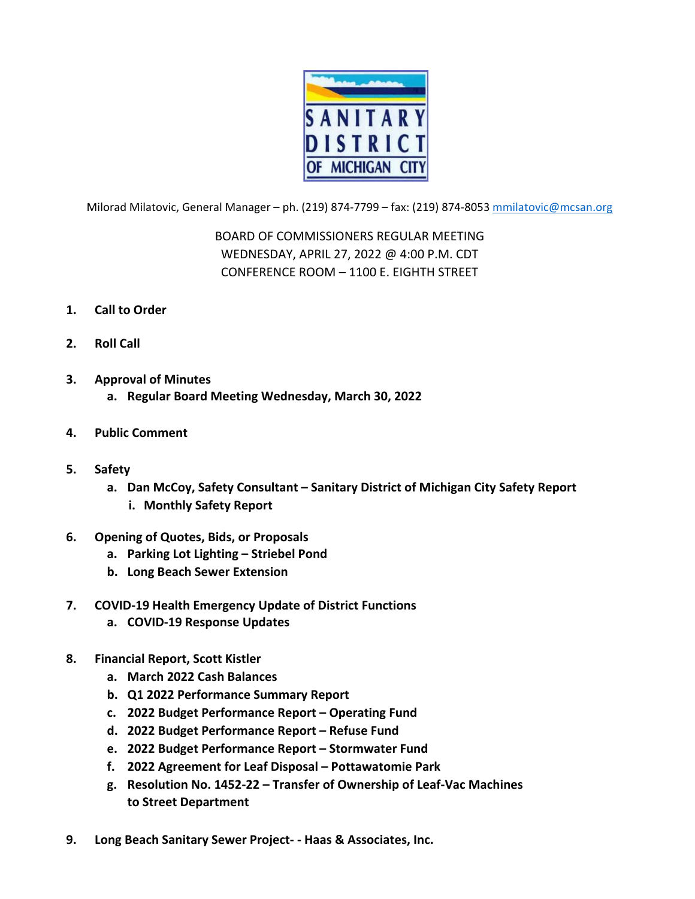SANITARY DISTRICT OF MICHIGAN CITY

Milorad Milatovic, General Manager – ph. (219) 874-7799 – fax: (219) 874-8053 mmilatovic@mcsan.org

BOARD OF COMMISSIONERS REGULAR MEETING
WEDNESDAY, APRIL 27, 2022 @ 4:00 P.M. CDT
CONFERENCE ROOM – 1100 E. EIGHTH STREET

1. **Call to Order**

2. **Roll Call**

3. **Approval of Minutes**
   a. **Regular Board Meeting Wednesday, March 30, 2022**

4. **Public Comment**

5. **Safety**
   a. **Dan McCoy, Safety Consultant – Sanitary District of Michigan City Safety Report**
      i. **Monthly Safety Report**

6. **Opening of Quotes, Bids, or Proposals**
   a. **Parking Lot Lighting – Striebel Pond**
   b. **Long Beach Sewer Extension**

7. **COVID-19 Health Emergency Update of District Functions**
   a. **COVID-19 Response Updates**

8. **Financial Report, Scott Kistler**
   a. **March 2022 Cash Balances**
   b. **Q1 2022 Performance Summary Report**
   c. **2022 Budget Performance Report – Operating Fund**
   d. **2022 Budget Performance Report – Refuse Fund**
   e. **2022 Budget Performance Report – Stormwater Fund**
   f. **2022 Agreement for Leaf Disposal – Pottawatomie Park**
   g. **Resolution No. 1452-22 – Transfer of Ownership of Leaf-Vac Machines to Street Department**

9. **Long Beach Sanitary Sewer Project- - Haas & Associates, Inc.**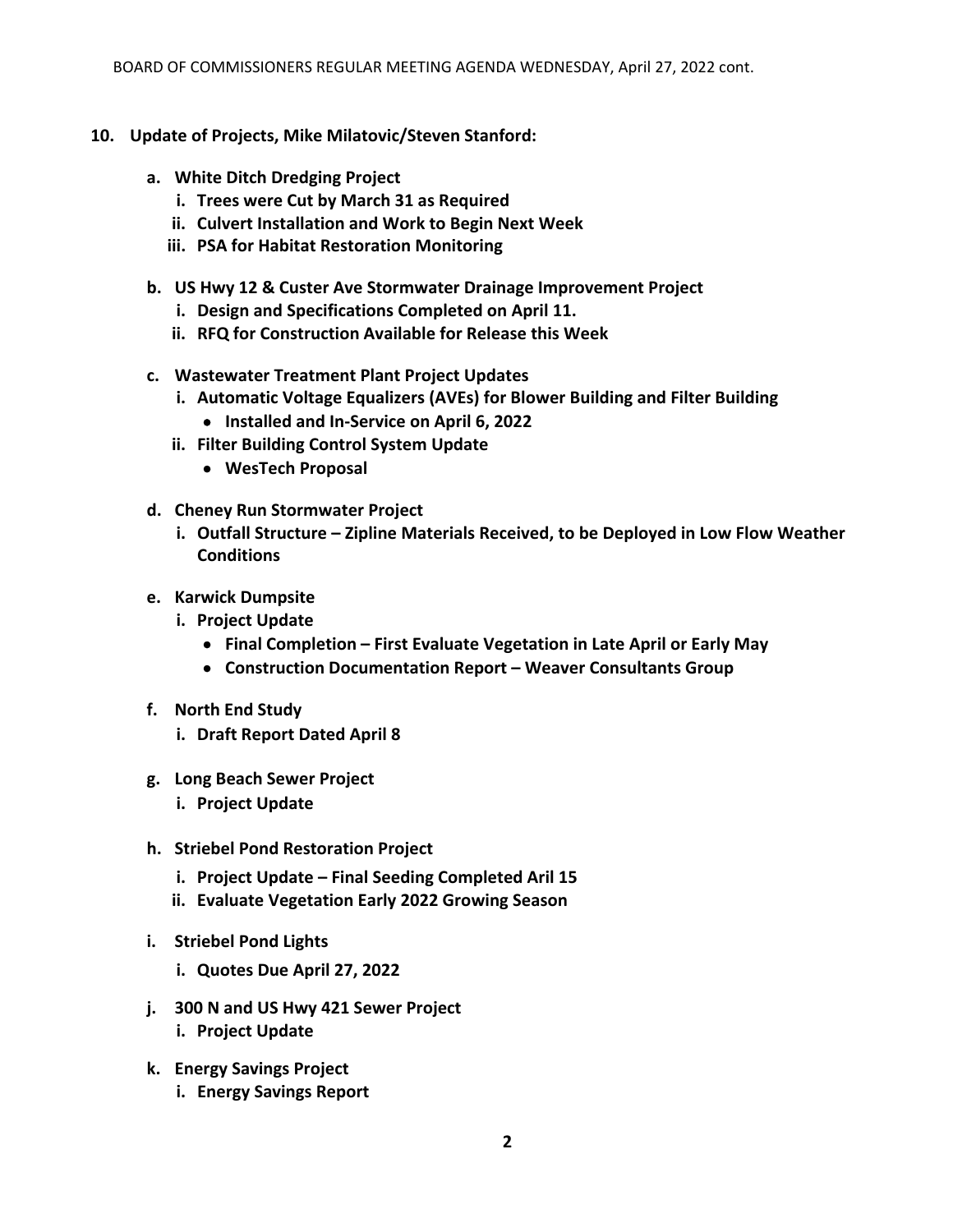**10. Update of Projects, Mike Milatovic/Steven Stanford:**

- **a. White Ditch Dredging Project**
  - **i. Trees were Cut by March 31 as Required**
  - **ii. Culvert Installation and Work to Begin Next Week**
  - **iii. PSA for Habitat Restoration Monitoring**

- **b. US Hwy 12 & Custer Ave Stormwater Drainage Improvement Project**
  - **i. Design and Specifications Completed on April 11.**
  - **ii. RFQ for Construction Available for Release this Week**

- **c. Wastewater Treatment Plant Project Updates**
  - **i. Automatic Voltage Equalizers (AVEs) for Blower Building and Filter Building**
    - **Installed and In-Service on April 6, 2022**
  - **ii. Filter Building Control System Update**
    - **WesTech Proposal**

- **d. Cheney Run Stormwater Project**
  - **i. Outfall Structure – Zipline Materials Received, to be Deployed in Low Flow Weather Conditions**

- **e. Karwick Dumpsite**
  - **i. Project Update**
    - **Final Completion – First Evaluate Vegetation in Late April or Early May**
    - **Construction Documentation Report – Weaver Consultants Group**

- **f. North End Study**
  - **i. Draft Report Dated April 8**

- **g. Long Beach Sewer Project**
  - **i. Project Update**

- **h. Striebel Pond Restoration Project**
  - **i. Project Update – Final Seeding Completed Aril 15**
  - **ii. Evaluate Vegetation Early 2022 Growing Season**

- **i. Striebel Pond Lights**
  - **i. Quotes Due April 27, 2022**

- **j. 300 N and US Hwy 421 Sewer Project**
  - **i. Project Update**

- **k. Energy Savings Project**
  - **i. Energy Savings Report**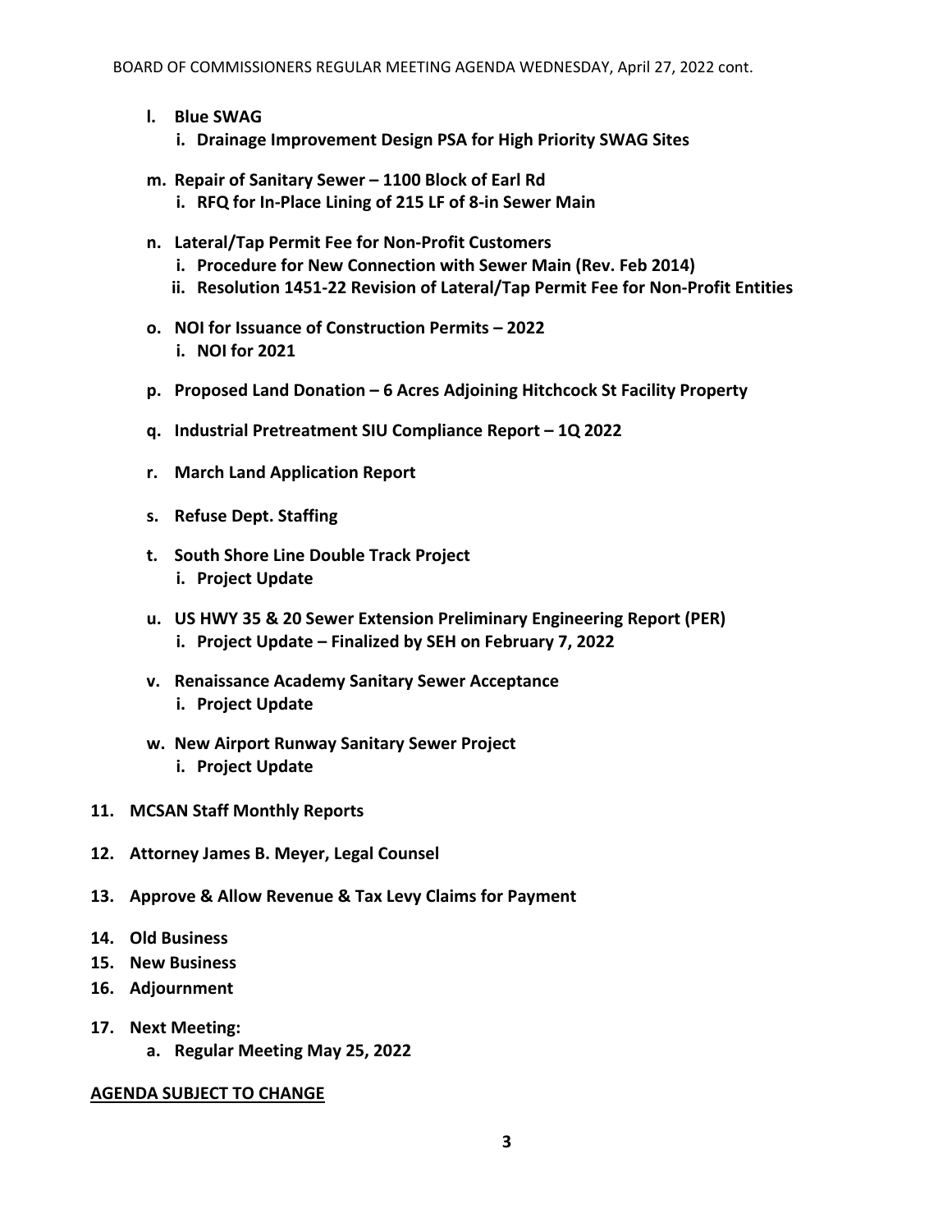- **l. Blue SWAG**
  - **i. Drainage Improvement Design PSA for High Priority SWAG Sites**
- **m. Repair of Sanitary Sewer – 1100 Block of Earl Rd**
  - **i. RFQ for In-Place Lining of 215 LF of 8-in Sewer Main**
- **n. Lateral/Tap Permit Fee for Non-Profit Customers**
  - **i. Procedure for New Connection with Sewer Main (Rev. Feb 2014)**
  - **ii. Resolution 1451-22 Revision of Lateral/Tap Permit Fee for Non-Profit Entities**
- **o. NOI for Issuance of Construction Permits – 2022**
  - **i. NOI for 2021**
- **p. Proposed Land Donation – 6 Acres Adjoining Hitchcock St Facility Property**
- **q. Industrial Pretreatment SIU Compliance Report – 1Q 2022**
- **r. March Land Application Report**
- **s. Refuse Dept. Staffing**
- **t. South Shore Line Double Track Project**
  - **i. Project Update**
- **u. US HWY 35 & 20 Sewer Extension Preliminary Engineering Report (PER)**
  - **i. Project Update – Finalized by SEH on February 7, 2022**
- **v. Renaissance Academy Sanitary Sewer Acceptance**
  - **i. Project Update**
- **w. New Airport Runway Sanitary Sewer Project**
  - **i. Project Update**

**11. MCSAN Staff Monthly Reports**

**12. Attorney James B. Meyer, Legal Counsel**

**13. Approve & Allow Revenue & Tax Levy Claims for Payment**

**14. Old Business**

**15. New Business**

**16. Adjournment**

**17. Next Meeting:**

- **a. Regular Meeting May 25, 2022**

**AGENDA SUBJECT TO CHANGE**